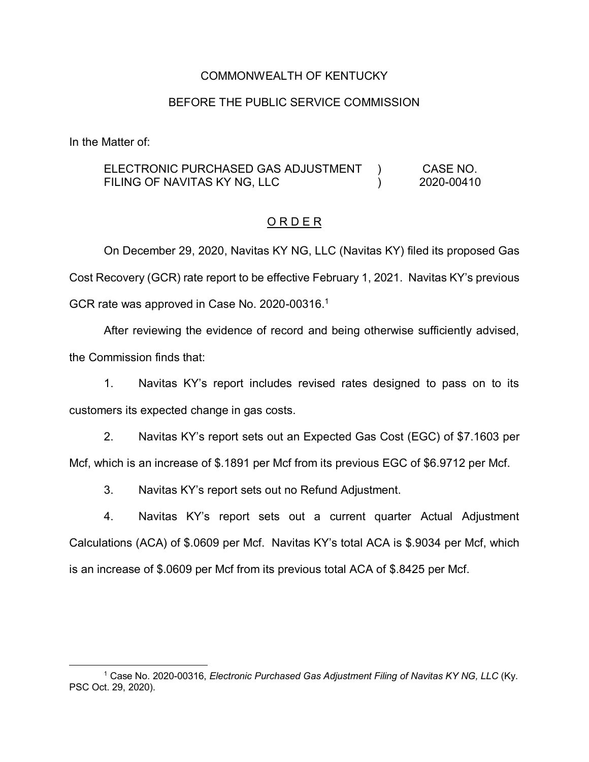COMMONWEALTH OF KENTUCKY

BEFORE THE PUBLIC SERVICE COMMISSION

In the Matter of:

| | | |
|---|---|---|
| ELECTRONIC PURCHASED GAS ADJUSTMENT FILING OF NAVITAS KY NG, LLC | ) ) | CASE NO. 2020-00410 |

## O R D E R

On December 29, 2020, Navitas KY NG, LLC (Navitas KY) filed its proposed Gas Cost Recovery (GCR) rate report to be effective February 1, 2021. Navitas KY's previous GCR rate was approved in Case No. 2020-00316.[1]

After reviewing the evidence of record and being otherwise sufficiently advised, the Commission finds that:

1. Navitas KY's report includes revised rates designed to pass on to its customers its expected change in gas costs.

2. Navitas KY's report sets out an Expected Gas Cost (EGC) of $7.1603 per Mcf, which is an increase of $.1891 per Mcf from its previous EGC of $6.9712 per Mcf.

3. Navitas KY's report sets out no Refund Adjustment.

4. Navitas KY's report sets out a current quarter Actual Adjustment Calculations (ACA) of $.0609 per Mcf. Navitas KY's total ACA is $.9034 per Mcf, which is an increase of $.0609 per Mcf from its previous total ACA of $.8425 per Mcf.

---

[1] Case No. 2020-00316, *Electronic Purchased Gas Adjustment Filing of Navitas KY NG, LLC* (Ky. PSC Oct. 29, 2020).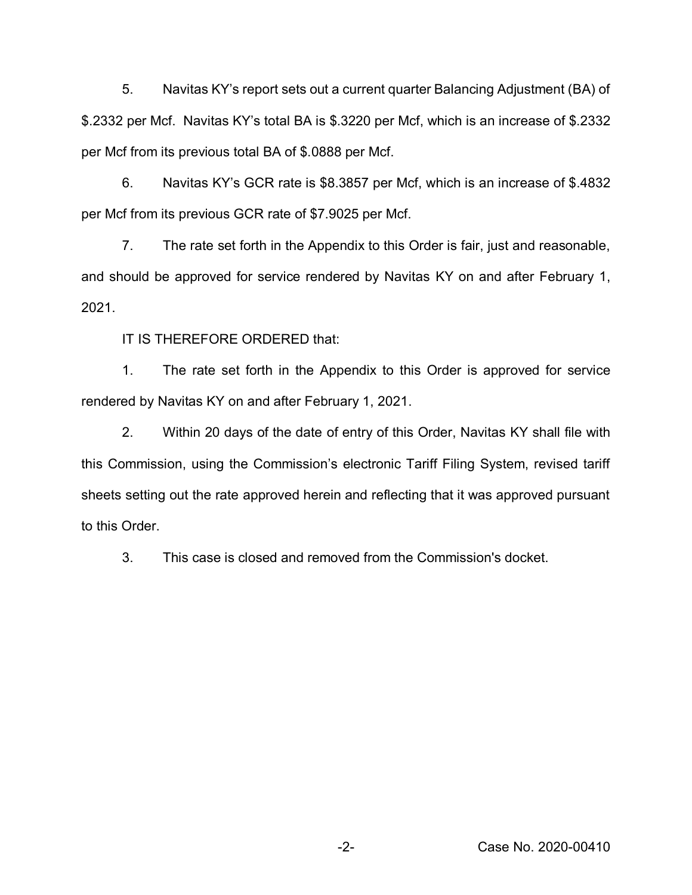5. Navitas KY's report sets out a current quarter Balancing Adjustment (BA) of \$.2332 per Mcf. Navitas KY's total BA is \$.3220 per Mcf, which is an increase of \$.2332 per Mcf from its previous total BA of \$.0888 per Mcf.

6. Navitas KY's GCR rate is \$8.3857 per Mcf, which is an increase of \$.4832 per Mcf from its previous GCR rate of \$7.9025 per Mcf.

7. The rate set forth in the Appendix to this Order is fair, just and reasonable, and should be approved for service rendered by Navitas KY on and after February 1, 2021.

IT IS THEREFORE ORDERED that:

1. The rate set forth in the Appendix to this Order is approved for service rendered by Navitas KY on and after February 1, 2021.

2. Within 20 days of the date of entry of this Order, Navitas KY shall file with this Commission, using the Commission's electronic Tariff Filing System, revised tariff sheets setting out the rate approved herein and reflecting that it was approved pursuant to this Order.

3. This case is closed and removed from the Commission's docket.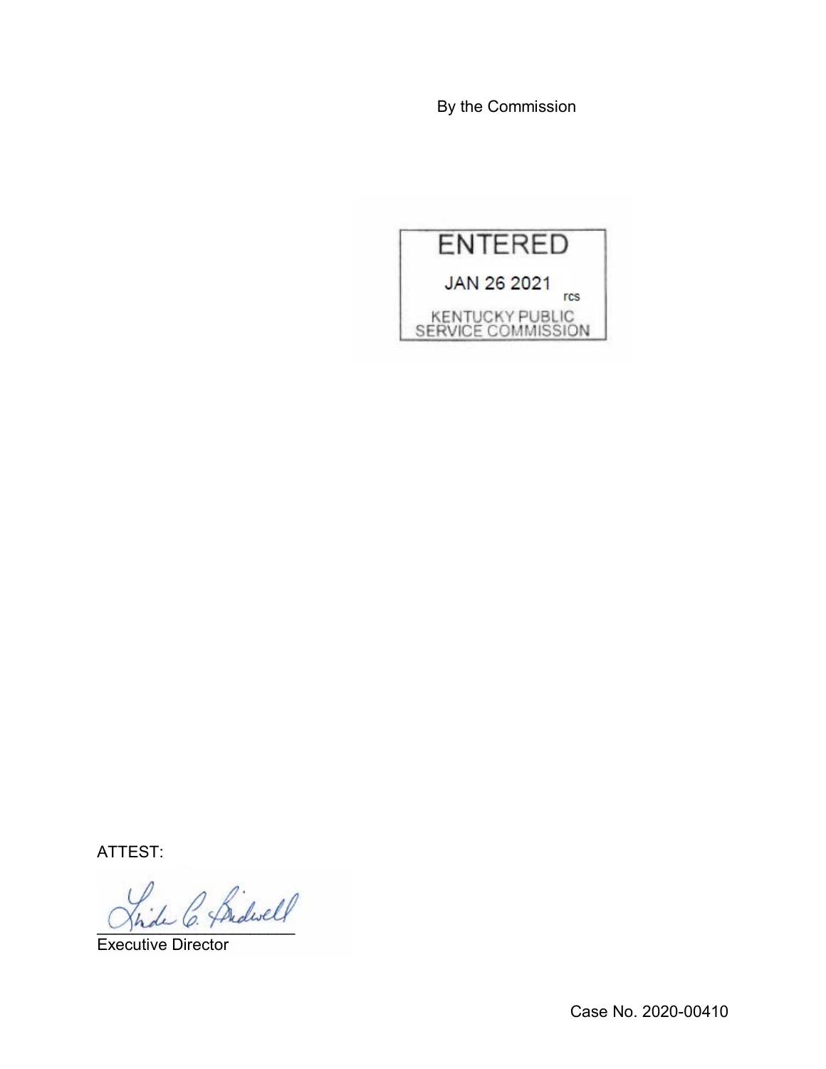By the Commission

ENTERED

JAN 26 2021

rcs

KENTUCKY PUBLIC SERVICE COMMISSION

ATTEST:

Executive Director

Case No. 2020-00410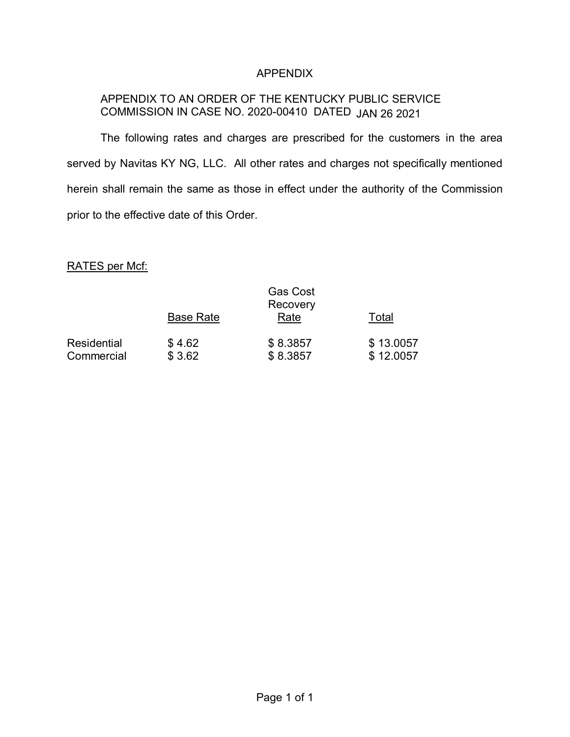# APPENDIX

APPENDIX TO AN ORDER OF THE KENTUCKY PUBLIC SERVICE COMMISSION IN CASE NO. 2020-00410 DATED JAN 26 2021

The following rates and charges are prescribed for the customers in the area served by Navitas KY NG, LLC. All other rates and charges not specifically mentioned herein shall remain the same as those in effect under the authority of the Commission prior to the effective date of this Order.

RATES per Mcf:

| | Base Rate | Gas Cost Recovery Rate | Total |
|---|---|---|---|
| Residential | $ 4.62 | $ 8.3857 | $ 13.0057 |
| Commercial | $ 3.62 | $ 8.3857 | $ 12.0057 |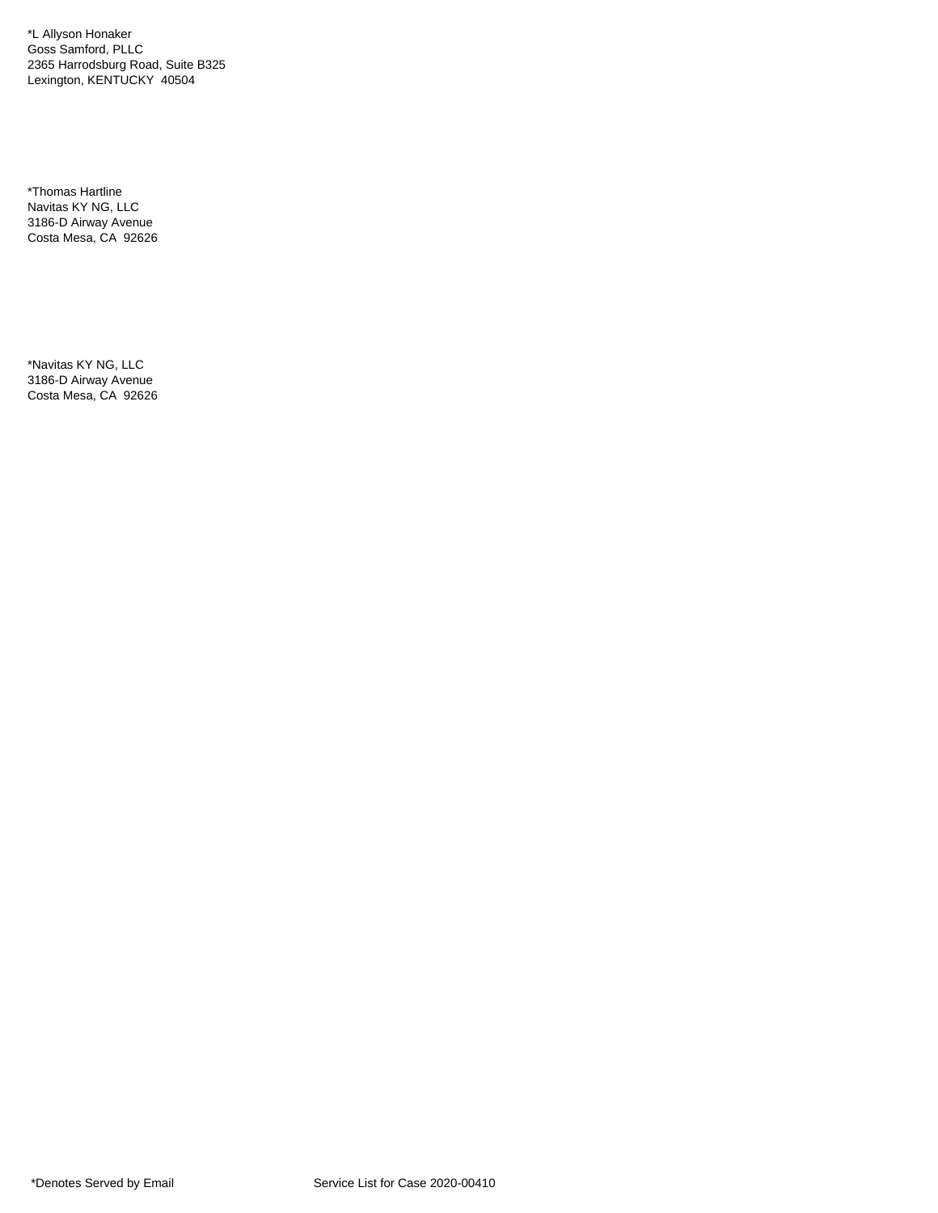*L Allyson Honaker
Goss Samford, PLLC
2365 Harrodsburg Road, Suite B325
Lexington, KENTUCKY 40504

*Thomas Hartline
Navitas KY NG, LLC
3186-D Airway Avenue
Costa Mesa, CA 92626

*Navitas KY NG, LLC
3186-D Airway Avenue
Costa Mesa, CA 92626